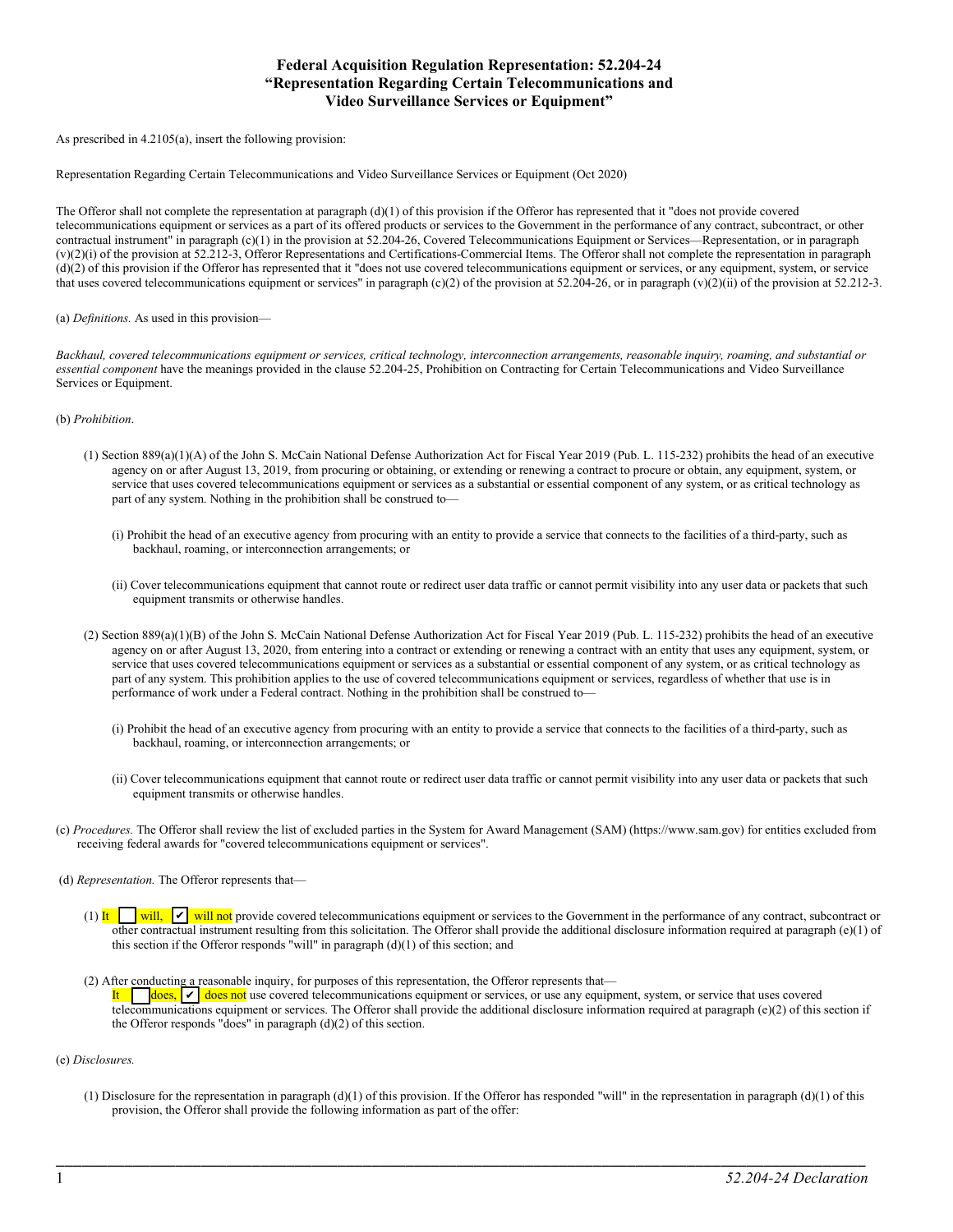# Federal Acquisition Regulation Representation: 52.204-24 "Representation Regarding Certain Telecommunications and Video Surveillance Services or Equipment"

As prescribed in 4.2105(a), insert the following provision:

Representation Regarding Certain Telecommunications and Video Surveillance Services or Equipment (Oct 2020)

The Offeror shall not complete the representation at paragraph (d)(1) of this provision if the Offeror has represented that it "does not provide covered telecommunications equipment or services as a part of its offered products or services to the Government in the performance of any contract, subcontract, or other contractual instrument" in paragraph (c)(1) in the provision at 52.204-26, Covered Telecommunications Equipment or Services—Representation, or in paragraph (v)(2)(i) of the provision at 52.212-3, Offeror Representations and Certifications-Commercial Items. The Offeror shall not complete the representation in paragraph (d)(2) of this provision if the Offeror has represented that it "does not use covered telecommunications equipment or services, or any equipment, system, or service that uses covered telecommunications equipment or services" in paragraph (c)(2) of the provision at 52.204-26, or in paragraph (v)(2)(ii) of the provision at 52.212-3.

(a) *Definitions.* As used in this provision—

*Backhaul, covered telecommunications equipment or services, critical technology, interconnection arrangements, reasonable inquiry, roaming, and substantial or essential component* have the meanings provided in the clause 52.204-25, Prohibition on Contracting for Certain Telecommunications and Video Surveillance Services or Equipment.

(b) *Prohibition*.

(1) Section 889(a)(1)(A) of the John S. McCain National Defense Authorization Act for Fiscal Year 2019 (Pub. L. 115-232) prohibits the head of an executive agency on or after August 13, 2019, from procuring or obtaining, or extending or renewing a contract to procure or obtain, any equipment, system, or service that uses covered telecommunications equipment or services as a substantial or essential component of any system, or as critical technology as part of any system. Nothing in the prohibition shall be construed to—

(i) Prohibit the head of an executive agency from procuring with an entity to provide a service that connects to the facilities of a third-party, such as backhaul, roaming, or interconnection arrangements; or

(ii) Cover telecommunications equipment that cannot route or redirect user data traffic or cannot permit visibility into any user data or packets that such equipment transmits or otherwise handles.

(2) Section 889(a)(1)(B) of the John S. McCain National Defense Authorization Act for Fiscal Year 2019 (Pub. L. 115-232) prohibits the head of an executive agency on or after August 13, 2020, from entering into a contract or extending or renewing a contract with an entity that uses any equipment, system, or service that uses covered telecommunications equipment or services as a substantial or essential component of any system, or as critical technology as part of any system. This prohibition applies to the use of covered telecommunications equipment or services, regardless of whether that use is in performance of work under a Federal contract. Nothing in the prohibition shall be construed to—

(i) Prohibit the head of an executive agency from procuring with an entity to provide a service that connects to the facilities of a third-party, such as backhaul, roaming, or interconnection arrangements; or

(ii) Cover telecommunications equipment that cannot route or redirect user data traffic or cannot permit visibility into any user data or packets that such equipment transmits or otherwise handles.

(c) *Procedures.* The Offeror shall review the list of excluded parties in the System for Award Management (SAM) (https://www.sam.gov) for entities excluded from receiving federal awards for "covered telecommunications equipment or services".

(d) *Representation.* The Offeror represents that—

(1) It ☐ will, ☑ will not provide covered telecommunications equipment or services to the Government in the performance of any contract, subcontract or other contractual instrument resulting from this solicitation. The Offeror shall provide the additional disclosure information required at paragraph (e)(1) of this section if the Offeror responds "will" in paragraph (d)(1) of this section; and

(2) After conducting a reasonable inquiry, for purposes of this representation, the Offeror represents that—
It ☐ does, ☑ does not use covered telecommunications equipment or services, or use any equipment, system, or service that uses covered telecommunications equipment or services. The Offeror shall provide the additional disclosure information required at paragraph (e)(2) of this section if the Offeror responds "does" in paragraph (d)(2) of this section.

(e) *Disclosures.*

(1) Disclosure for the representation in paragraph (d)(1) of this provision. If the Offeror has responded "will" in the representation in paragraph (d)(1) of this provision, the Offeror shall provide the following information as part of the offer: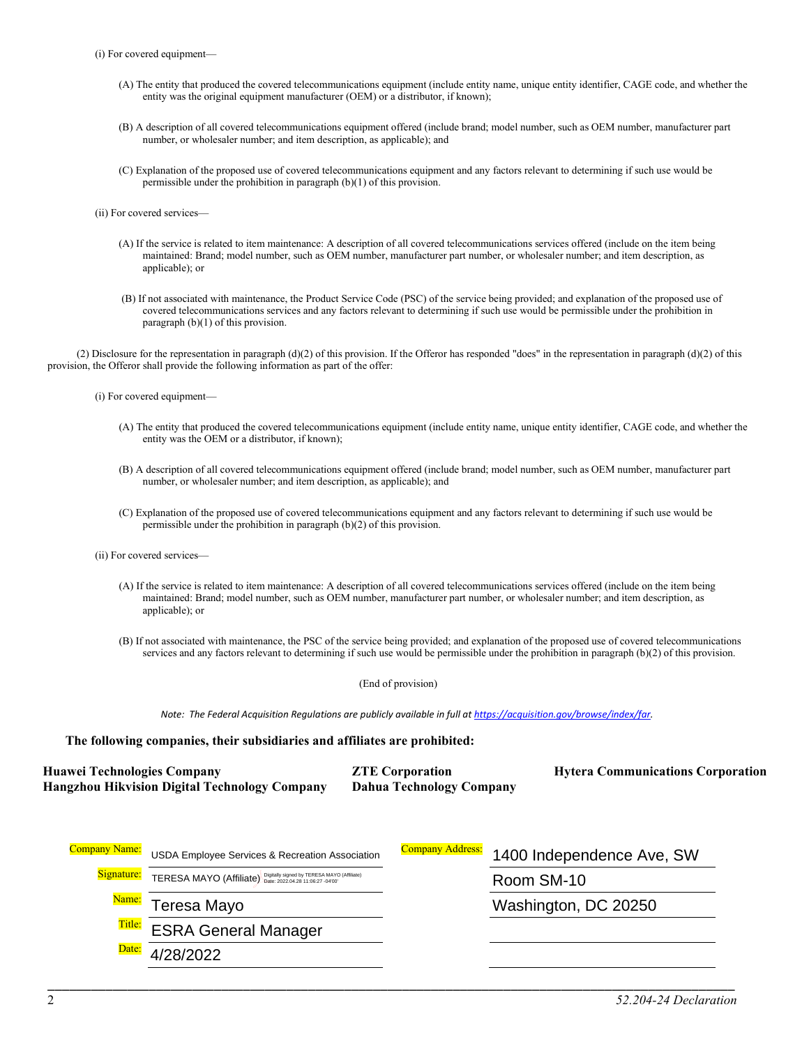(i) For covered equipment—

(A) The entity that produced the covered telecommunications equipment (include entity name, unique entity identifier, CAGE code, and whether the entity was the original equipment manufacturer (OEM) or a distributor, if known);

(B) A description of all covered telecommunications equipment offered (include brand; model number, such as OEM number, manufacturer part number, or wholesaler number; and item description, as applicable); and

(C) Explanation of the proposed use of covered telecommunications equipment and any factors relevant to determining if such use would be permissible under the prohibition in paragraph (b)(1) of this provision.

(ii) For covered services—

(A) If the service is related to item maintenance: A description of all covered telecommunications services offered (include on the item being maintained: Brand; model number, such as OEM number, manufacturer part number, or wholesaler number; and item description, as applicable); or

(B) If not associated with maintenance, the Product Service Code (PSC) of the service being provided; and explanation of the proposed use of covered telecommunications services and any factors relevant to determining if such use would be permissible under the prohibition in paragraph (b)(1) of this provision.

(2) Disclosure for the representation in paragraph (d)(2) of this provision. If the Offeror has responded "does" in the representation in paragraph (d)(2) of this provision, the Offeror shall provide the following information as part of the offer:

(i) For covered equipment—

(A) The entity that produced the covered telecommunications equipment (include entity name, unique entity identifier, CAGE code, and whether the entity was the OEM or a distributor, if known);

(B) A description of all covered telecommunications equipment offered (include brand; model number, such as OEM number, manufacturer part number, or wholesaler number; and item description, as applicable); and

(C) Explanation of the proposed use of covered telecommunications equipment and any factors relevant to determining if such use would be permissible under the prohibition in paragraph (b)(2) of this provision.

(ii) For covered services—

(A) If the service is related to item maintenance: A description of all covered telecommunications services offered (include on the item being maintained: Brand; model number, such as OEM number, manufacturer part number, or wholesaler number; and item description, as applicable); or

(B) If not associated with maintenance, the PSC of the service being provided; and explanation of the proposed use of covered telecommunications services and any factors relevant to determining if such use would be permissible under the prohibition in paragraph (b)(2) of this provision.

(End of provision)

*Note: The Federal Acquisition Regulations are publicly available in full at [https://acquisition.gov/browse/index/far](https://acquisition.gov/browse/index/far).*

**The following companies, their subsidiaries and affiliates are prohibited:**

**Huawei Technologies Company**
**Hangzhou Hikvision Digital Technology Company**
**ZTE Corporation**
**Dahua Technology Company**
**Hytera Communications Corporation**

Company Name: USDA Employee Services & Recreation Association

Signature: TERESA MAYO (Affiliate) Digitally signed by TERESA MAYO (Affiliate) Date: 2022.04.28 11:06:27 -04'00'

Name: Teresa Mayo

Title: ESRA General Manager

Date: 4/28/2022

Company Address: 1400 Independence Ave, SW
Room SM-10
Washington, DC 20250

*52.204-24 Declaration*